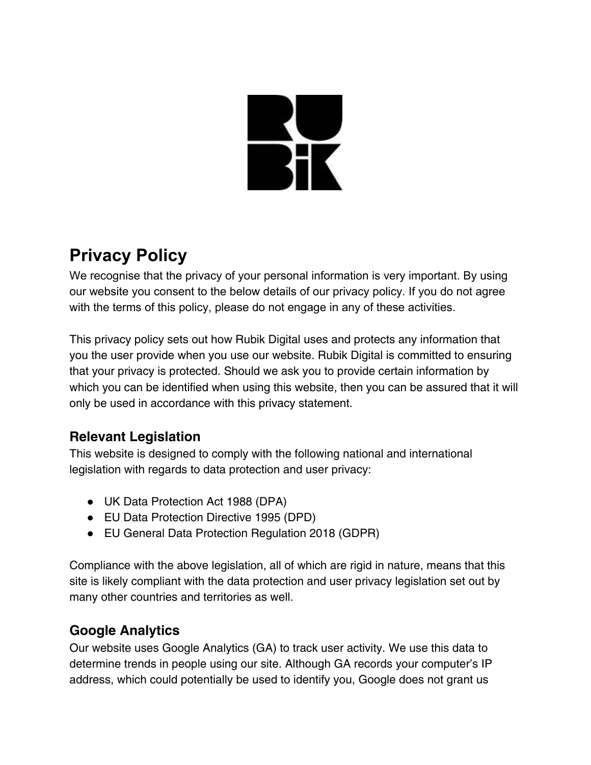# Privacy Policy

We recognise that the privacy of your personal information is very important. By using our website you consent to the below details of our privacy policy. If you do not agree with the terms of this policy, please do not engage in any of these activities.

This privacy policy sets out how Rubik Digital uses and protects any information that you the user provide when you use our website. Rubik Digital is committed to ensuring that your privacy is protected. Should we ask you to provide certain information by which you can be identified when using this website, then you can be assured that it will only be used in accordance with this privacy statement.

## Relevant Legislation

This website is designed to comply with the following national and international legislation with regards to data protection and user privacy:

- UK Data Protection Act 1988 (DPA)
- EU Data Protection Directive 1995 (DPD)
- EU General Data Protection Regulation 2018 (GDPR)

Compliance with the above legislation, all of which are rigid in nature, means that this site is likely compliant with the data protection and user privacy legislation set out by many other countries and territories as well.

## Google Analytics

Our website uses Google Analytics (GA) to track user activity. We use this data to determine trends in people using our site. Although GA records your computer's IP address, which could potentially be used to identify you, Google does not grant us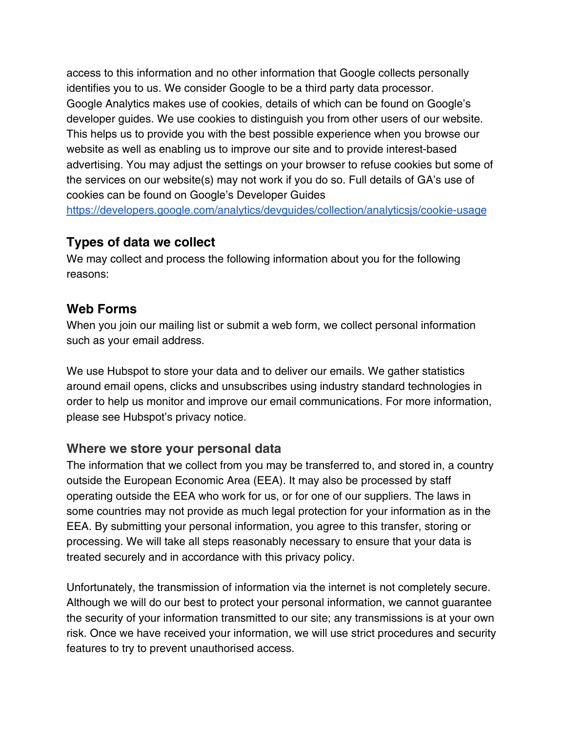access to this information and no other information that Google collects personally identifies you to us. We consider Google to be a third party data processor.
Google Analytics makes use of cookies, details of which can be found on Google's developer guides. We use cookies to distinguish you from other users of our website. This helps us to provide you with the best possible experience when you browse our website as well as enabling us to improve our site and to provide interest-based advertising. You may adjust the settings on your browser to refuse cookies but some of the services on our website(s) may not work if you do so. Full details of GA's use of cookies can be found on Google's Developer Guides
[https://developers.google.com/analytics/devguides/collection/analyticsjs/cookie-usage](https://developers.google.com/analytics/devguides/collection/analyticsjs/cookie-usage)

## Types of data we collect

We may collect and process the following information about you for the following reasons:

## Web Forms

When you join our mailing list or submit a web form, we collect personal information such as your email address.

We use Hubspot to store your data and to deliver our emails. We gather statistics around email opens, clicks and unsubscribes using industry standard technologies in order to help us monitor and improve our email communications. For more information, please see Hubspot's privacy notice.

### Where we store your personal data

The information that we collect from you may be transferred to, and stored in, a country outside the European Economic Area (EEA). It may also be processed by staff operating outside the EEA who work for us, or for one of our suppliers. The laws in some countries may not provide as much legal protection for your information as in the EEA. By submitting your personal information, you agree to this transfer, storing or processing. We will take all steps reasonably necessary to ensure that your data is treated securely and in accordance with this privacy policy.

Unfortunately, the transmission of information via the internet is not completely secure. Although we will do our best to protect your personal information, we cannot guarantee the security of your information transmitted to our site; any transmissions is at your own risk. Once we have received your information, we will use strict procedures and security features to try to prevent unauthorised access.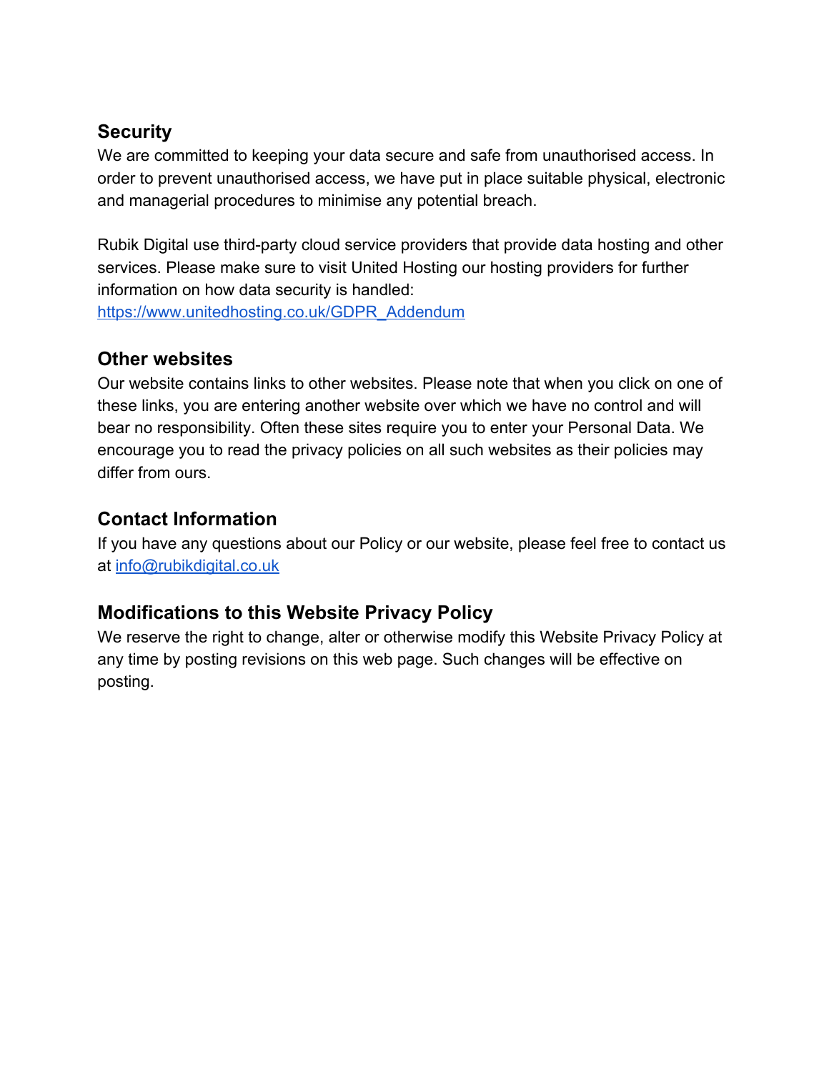## Security

We are committed to keeping your data secure and safe from unauthorised access. In order to prevent unauthorised access, we have put in place suitable physical, electronic and managerial procedures to minimise any potential breach.

Rubik Digital use third-party cloud service providers that provide data hosting and other services. Please make sure to visit United Hosting our hosting providers for further information on how data security is handled: [https://www.unitedhosting.co.uk/GDPR_Addendum](https://www.unitedhosting.co.uk/GDPR_Addendum)

## Other websites

Our website contains links to other websites. Please note that when you click on one of these links, you are entering another website over which we have no control and will bear no responsibility. Often these sites require you to enter your Personal Data. We encourage you to read the privacy policies on all such websites as their policies may differ from ours.

## Contact Information

If you have any questions about our Policy or our website, please feel free to contact us at [info@rubikdigital.co.uk](mailto:info@rubikdigital.co.uk)

## Modifications to this Website Privacy Policy

We reserve the right to change, alter or otherwise modify this Website Privacy Policy at any time by posting revisions on this web page. Such changes will be effective on posting.